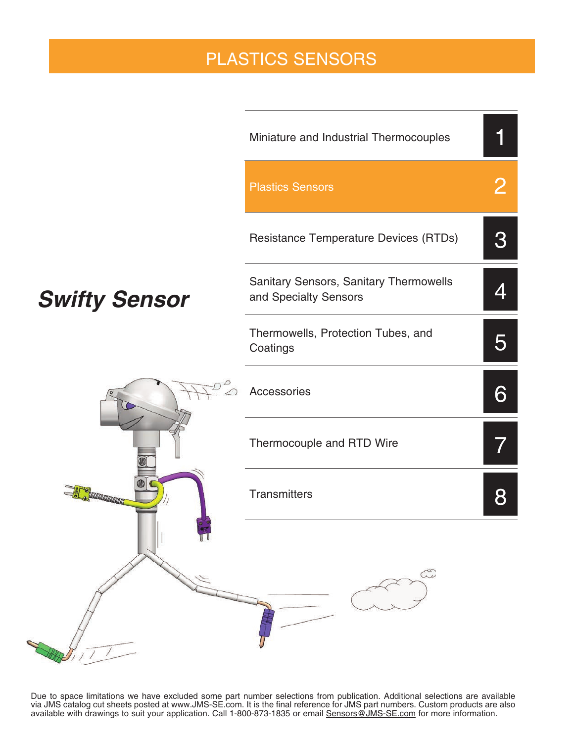# PLASTICS SENSORS

| Section | No. |
| --- | --- |
| Miniature and Industrial Thermocouples | 1 |
| Plastics Sensors | 2 |
| Resistance Temperature Devices (RTDs) | 3 |
| Sanitary Sensors, Sanitary Thermowells and Specialty Sensors | 4 |
| Thermowells, Protection Tubes, and Coatings | 5 |
| Accessories | 6 |
| Thermocouple and RTD Wire | 7 |
| Transmitters | 8 |

***Swifty Sensor***

Due to space limitations we have excluded some part number selections from publication. Additional selections are available via JMS catalog cut sheets posted at www.JMS-SE.com. It is the final reference for JMS part numbers. Custom products are also available with drawings to suit your application. Call 1-800-873-1835 or email Sensors@JMS-SE.com for more information.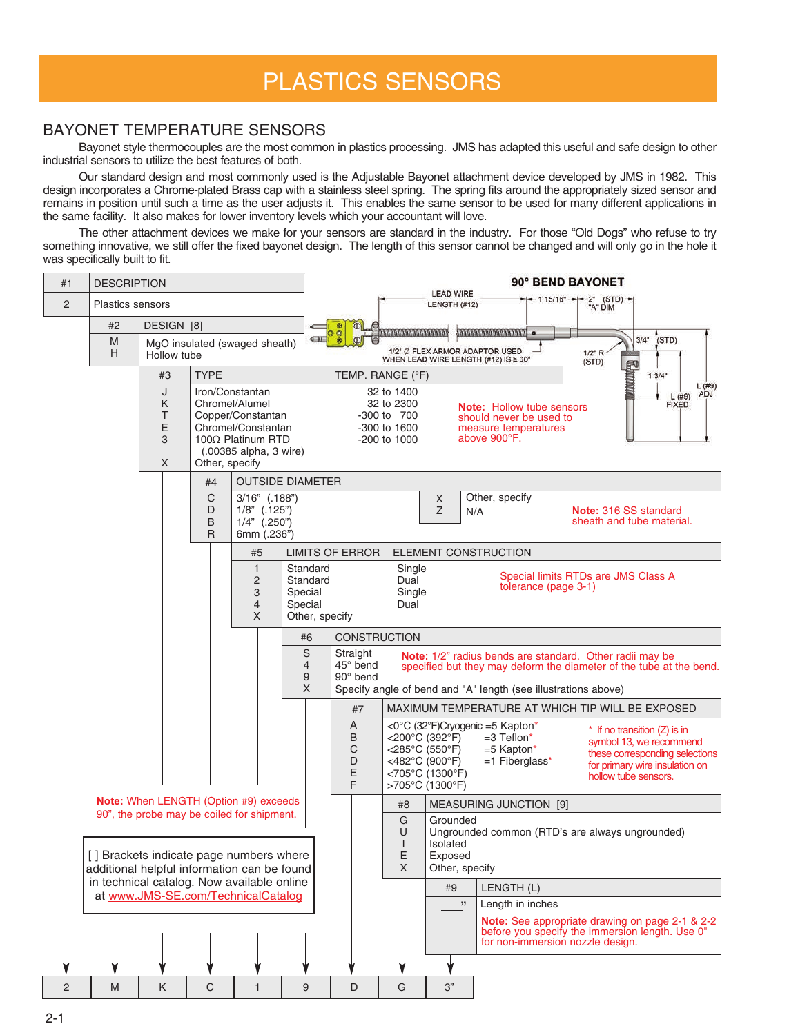# PLASTICS SENSORS

## BAYONET TEMPERATURE SENSORS

Bayonet style thermocouples are the most common in plastics processing. JMS has adapted this useful and safe design to other industrial sensors to utilize the best features of both.

Our standard design and most commonly used is the Adjustable Bayonet attachment device developed by JMS in 1982. This design incorporates a Chrome-plated Brass cap with a stainless steel spring. The spring fits around the appropriately sized sensor and remains in position until such a time as the user adjusts it. This enables the same sensor to be used for many different applications in the same facility. It also makes for lower inventory levels which your accountant will love.

The other attachment devices we make for your sensors are standard in the industry. For those "Old Dogs" who refuse to try something innovative, we still offer the fixed bayonet design. The length of this sensor cannot be changed and will only go in the hole it was specifically built to fit.

**90° BEND BAYONET**

LEAD WIRE LENGTH (#12) — 1 15/16" — 2" (STD) "A" DIM — 1/2" Ø FLEX ARMOR ADAPTOR USED WHEN LEAD WIRE LENGTH (#12) IS ≥ 60" — 3/4" (STD) — 1/2" R (STD) — 1 3/4" — L (#9) FIXED — L (#9) ADJ

| #1 | DESCRIPTION |
|---|---|
| 2 | Plastics sensors |

| #2 | DESIGN [8] |
|---|---|
| M | MgO insulated (swaged sheath) |
| H | Hollow tube |

| #3 | TYPE | TEMP. RANGE (°F) |
|---|---|---|
| J | Iron/Constantan | 32 to 1400 |
| K | Chromel/Alumel | 32 to 2300 |
| T | Copper/Constantan | -300 to 700 |
| E | Chromel/Constantan | -300 to 1600 |
| 3 | 100Ω Platinum RTD (.00385 alpha, 3 wire) | -200 to 1000 |
| X | Other, specify | |

**Note:** Hollow tube sensors should never be used to measure temperatures above 900°F.

| #4 | OUTSIDE DIAMETER |
|---|---|
| C | 3/16" (.188") |
| D | 1/8" (.125") |
| B | 1/4" (.250") |
| R | 6mm (.236") |
| X | Other, specify |
| Z | N/A |

**Note:** 316 SS standard sheath and tube material.

| #5 | LIMITS OF ERROR | ELEMENT CONSTRUCTION |
|---|---|---|
| 1 | Standard | Single |
| 2 | Standard | Dual |
| 3 | Special | Single |
| 4 | Special | Dual |
| X | Other, specify | |

Special limits RTDs are JMS Class A tolerance (page 3-1)

| #6 | CONSTRUCTION |
|---|---|
| S | Straight |
| 4 | 45° bend |
| 9 | 90° bend |
| X | Specify angle of bend and "A" length (see illustrations above) |

**Note:** 1/2" radius bends are standard. Other radii may be specified but they may deform the diameter of the tube at the bend.

| #7 | MAXIMUM TEMPERATURE AT WHICH TIP WILL BE EXPOSED |
|---|---|
| A | <0°C (32°F)Cryogenic =5 Kapton* |
| B | <200°C (392°F) =3 Teflon* |
| C | <285°C (550°F) =5 Kapton* |
| D | <482°C (900°F) =1 Fiberglass* |
| E | <705°C (1300°F) |
| F | >705°C (1300°F) |

\* If no transition (Z) is in symbol 13, we recommend these corresponding selections for primary wire insulation on hollow tube sensors.

| #8 | MEASURING JUNCTION [9] |
|---|---|
| G | Grounded |
| U | Ungrounded common (RTD's are always ungrounded) |
| I | Isolated |
| E | Exposed |
| X | Other, specify |

| #9 | LENGTH (L) |
|---|---|
| ___" | Length in inches |

**Note:** See appropriate drawing on page 2-1 & 2-2 before you specify the immersion length. Use 0" for non-immersion nozzle design.

**Note:** When LENGTH (Option #9) exceeds 90", the probe may be coiled for shipment.

[ ] Brackets indicate page numbers where additional helpful information can be found in technical catalog. Now available online at www.JMS-SE.com/TechnicalCatalog

| 2 | M | K | C | 1 | 9 | D | G | 3" |
|---|---|---|---|---|---|---|---|---|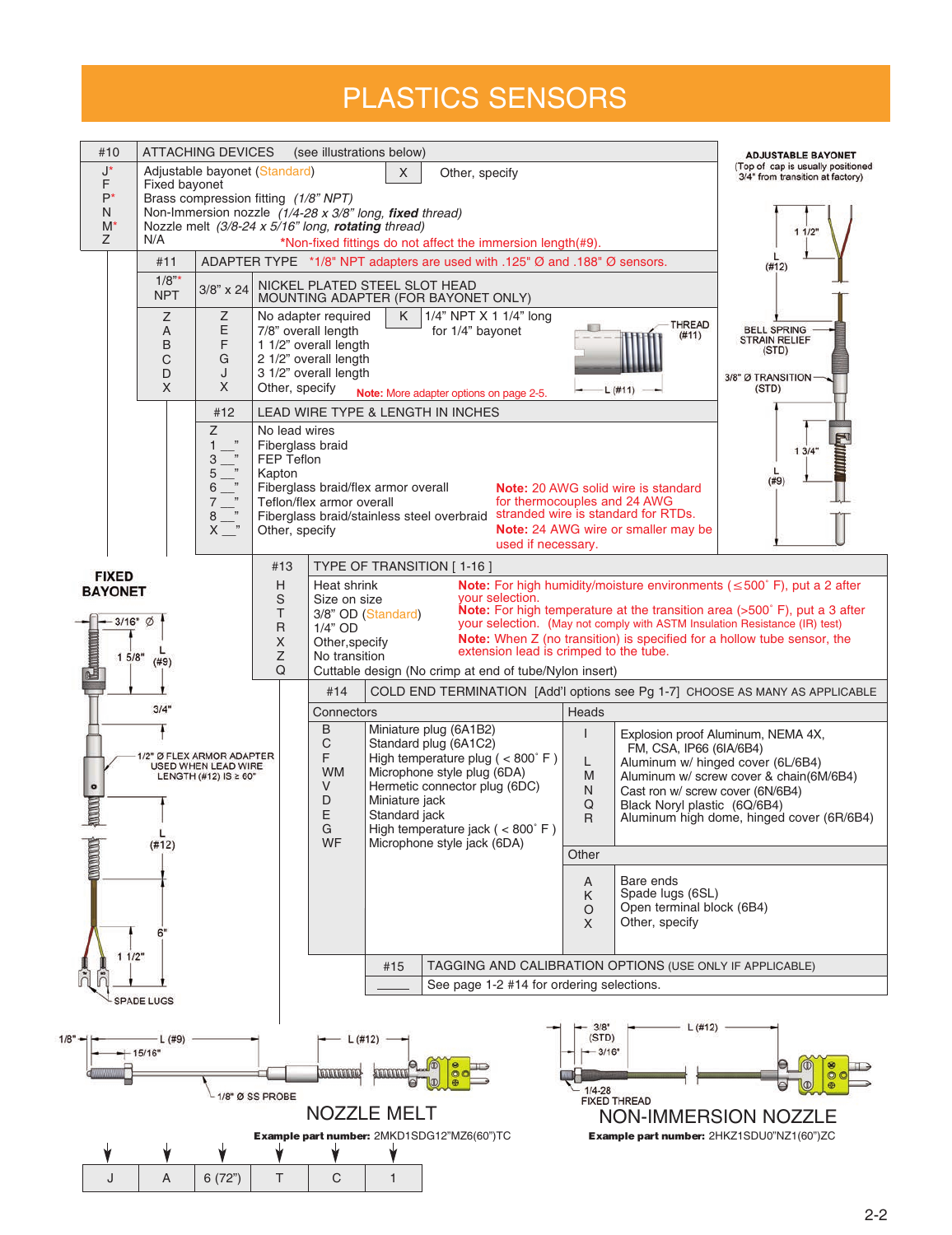# PLASTICS SENSORS

| #10 | ATTACHING DEVICES (see illustrations below) |
|---|---|
| J* | Adjustable bayonet (Standard) |
| F | Fixed bayonet |
| P* | Brass compression fitting *(1/8" NPT)* |
| N | Non-Immersion nozzle *(1/4-28 x 3/8" long, **fixed** thread)* |
| M* | Nozzle melt *(3/8-24 x 5/16" long, **rotating** thread)* |
| Z | N/A |
| X | Other, specify |

*Non-fixed fittings do not affect the immersion length(#9).

| #11 | | ADAPTER TYPE *1/8" NPT adapters are used with .125" Ø and .188" Ø sensors. |
|---|---|---|
| 1/8"* NPT | 3/8" x 24 | NICKEL PLATED STEEL SLOT HEAD MOUNTING ADAPTER (FOR BAYONET ONLY) |
| Z | Z | No adapter required |
| A | E | 7/8" overall length |
| B | F | 1 1/2" overall length |
| C | G | 2 1/2" overall length |
| D | J | 3 1/2" overall length |
| X | X | Other, specify |
| | K | 1/4" NPT X 1 1/4" long for 1/4" bayonet |

Note: More adapter options on page 2-5.

| #12 | LEAD WIRE TYPE & LENGTH IN INCHES |
|---|---|
| Z | No lead wires |
| 1 __" | Fiberglass braid |
| 3 __" | FEP Teflon |
| 5 __" | Kapton |
| 6 __" | Fiberglass braid/flex armor overall |
| 7 __" | Teflon/flex armor overall |
| 8 __" | Fiberglass braid/stainless steel overbraid |
| X __" | Other, specify |

Note: 20 AWG solid wire is standard for thermocouples and 24 AWG stranded wire is standard for RTDs.
Note: 24 AWG wire or smaller may be used if necessary.

| #13 | TYPE OF TRANSITION [ 1-16 ] |
|---|---|
| H | Heat shrink |
| S | Size on size |
| T | 3/8" OD (Standard) |
| R | 1/4" OD |
| X | Other,specify |
| Z | No transition |
| Q | Cuttable design (No crimp at end of tube/Nylon insert) |

Note: For high humidity/moisture environments (≤500˚ F), put a 2 after your selection.
Note: For high temperature at the transition area (>500˚ F), put a 3 after your selection. (May not comply with ASTM Insulation Resistance (IR) test)
Note: When Z (no transition) is specified for a hollow tube sensor, the extension lead is crimped to the tube.

**#14 COLD END TERMINATION** [Add'l options see Pg 1-7] CHOOSE AS MANY AS APPLICABLE

**Connectors**

| Code | Description |
|---|---|
| B | Miniature plug (6A1B2) |
| C | Standard plug (6A1C2) |
| F | High temperature plug ( < 800˚ F ) |
| WM | Microphone style plug (6DA) |
| V | Hermetic connector plug (6DC) |
| D | Miniature jack |
| E | Standard jack |
| G | High temperature jack ( < 800˚ F ) |
| WF | Microphone style jack (6DA) |

**Heads**

| Code | Description |
|---|---|
| I | Explosion proof Aluminum, NEMA 4X, FM, CSA, IP66 (6IA/6B4) |
| L | Aluminum w/ hinged cover (6L/6B4) |
| M | Aluminum w/ screw cover & chain(6M/6B4) |
| N | Cast ron w/ screw cover (6N/6B4) |
| Q | Black Noryl plastic (6Q/6B4) |
| R | Aluminum high dome, hinged cover (6R/6B4) |

**Other**

| Code | Description |
|---|---|
| A | Bare ends |
| K | Spade lugs (6SL) |
| O | Open terminal block (6B4) |
| X | Other, specify |

| #15 | TAGGING AND CALIBRATION OPTIONS (USE ONLY IF APPLICABLE) |
|---|---|
| ____ | See page 1-2 #14 for ordering selections. |

**ADJUSTABLE BAYONET** (Top of cap is usually positioned 3/4" from transition at factory)

1 1/2", L (#12), THREAD (#11), L (#11), BELL SPRING STRAIN RELIEF (STD), 3/8" Ø TRANSITION (STD), 1 3/4", L (#9)

**FIXED BAYONET**

3/16" Ø, 1 5/8", L (#9), 3/4", 1/2" Ø FLEX ARMOR ADAPTER USED WHEN LEAD WIRE LENGTH (#12) IS ≥ 60", L (#12), 6", 1 1/2", SPADE LUGS

**NOZZLE MELT**

1/8", L (#9), 15/16", L (#12), 1/8" Ø SS PROBE

**Example part number:** 2MKD1SDG12"MZ6(60")TC

**NON-IMMERSION NOZZLE**

3/8" (STD), 3/16", L (#12), 1/4-28 FIXED THREAD

**Example part number:** 2HKZ1SDU0"NZ1(60")ZC

| J | A | 6 (72") | T | C | 1 |
|---|---|---|---|---|---|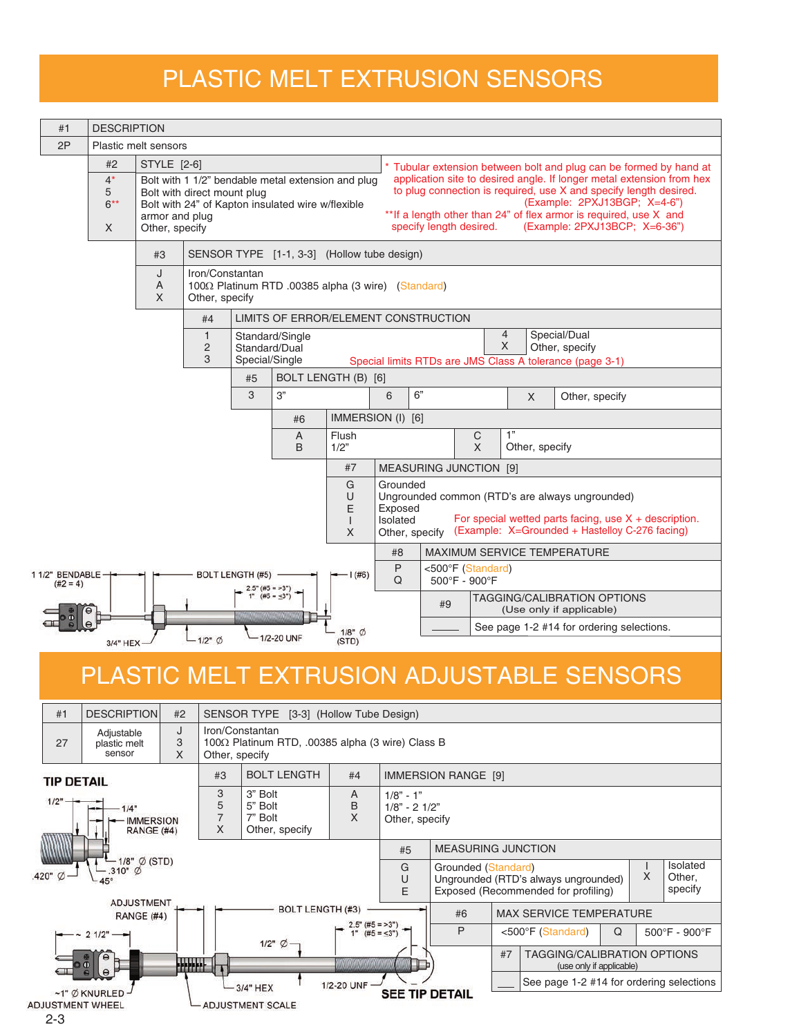# PLASTIC MELT EXTRUSION SENSORS

| #1 | DESCRIPTION |
|---|---|
| 2P | Plastic melt sensors |

| #2 | STYLE [2-6] |
|---|---|
| 4* | Bolt with 1 1/2" bendable metal extension and plug |
| 5 | Bolt with direct mount plug |
| 6** | Bolt with 24" of Kapton insulated wire w/flexible armor and plug |
| X | Other, specify |

\* Tubular extension between bolt and plug can be formed by hand at application site to desired angle. If longer metal extension from hex to plug connection is required, use X and specify length desired. (Example: 2PXJ13BGP; X=4-6")

**If a length other than 24" of flex armor is required, use X and specify length desired. (Example: 2PXJ13BCP; X=6-36")

| #3 | SENSOR TYPE [1-1, 3-3] (Hollow tube design) |
|---|---|
| J | Iron/Constantan |
| A | 100Ω Platinum RTD .00385 alpha (3 wire) (Standard) |
| X | Other, specify |

| #4 | LIMITS OF ERROR/ELEMENT CONSTRUCTION | | |
|---|---|---|---|
| 1 | Standard/Single | 4 | Special/Dual |
| 2 | Standard/Dual | X | Other, specify |
| 3 | Special/Single | | |

Special limits RTDs are JMS Class A tolerance (page 3-1)

| #5 | BOLT LENGTH (B) [6] | | | | |
|---|---|---|---|---|---|
| 3 | 3" | 6 | 6" | X | Other, specify |

| #6 | IMMERSION (I) [6] | | |
|---|---|---|---|
| A | Flush | C | 1" |
| B | 1/2" | X | Other, specify |

| #7 | MEASURING JUNCTION [9] |
|---|---|
| G | Grounded |
| U | Ungrounded common (RTD's are always ungrounded) |
| E | Exposed |
| I | Isolated |
| X | Other, specify |

For special wetted parts facing, use X + description. (Example: X=Grounded + Hastelloy C-276 facing)

| #8 | MAXIMUM SERVICE TEMPERATURE |
|---|---|
| P | <500°F (Standard) |
| Q | 500°F - 900°F |

| #9 | TAGGING/CALIBRATION OPTIONS (Use only if applicable) |
|---|---|
| ____ | See page 1-2 #14 for ordering selections. |

1 1/2" BENDABLE (#2 = 4) — BOLT LENGTH (#5) — 2.5" (#5 = >3") 1" (#5 = ≤3") — I (#6) — 3/4" HEX — 1/2" Ø — 1/2-20 UNF — 1/8" Ø (STD)

# PLASTIC MELT EXTRUSION ADJUSTABLE SENSORS

| #1 | DESCRIPTION | #2 | SENSOR TYPE [3-3] (Hollow Tube Design) |
|---|---|---|---|
| 27 | Adjustable plastic melt sensor | J | Iron/Constantan |
| | | 3 | 100Ω Platinum RTD, .00385 alpha (3 wire) Class B |
| | | X | Other, specify |

| #3 | BOLT LENGTH | #4 | IMMERSION RANGE [9] |
|---|---|---|---|
| 3 | 3" Bolt | A | 1/8" - 1" |
| 5 | 5" Bolt | B | 1/8" - 2 1/2" |
| 7 | 7" Bolt | X | Other, specify |
| X | Other, specify | | |

| #5 | MEASURING JUNCTION | | |
|---|---|---|---|
| G | Grounded (Standard) | I | Isolated |
| U | Ungrounded (RTD's always ungrounded) | X | Other, specify |
| E | Exposed (Recommended for profiling) | | |

| #6 | MAX SERVICE TEMPERATURE | | |
|---|---|---|---|
| P | <500°F (Standard) | Q | 500°F - 900°F |

| #7 | TAGGING/CALIBRATION OPTIONS (use only if applicable) |
|---|---|
| ____ | See page 1-2 #14 for ordering selections |

**TIP DETAIL**

1/2" — 1/4" — IMMERSION RANGE (#4) — 1/8" Ø (STD) — .310" Ø — .420" Ø — 45°

ADJUSTMENT RANGE (#4) — ~ 2 1/2" — BOLT LENGTH (#3) — 2.5" (#5 = >3") 1" (#5 = ≤3") — 1/2" Ø — 3/4" HEX — 1/2-20 UNF — ~1" Ø KNURLED ADJUSTMENT WHEEL — ADJUSTMENT SCALE — **SEE TIP DETAIL**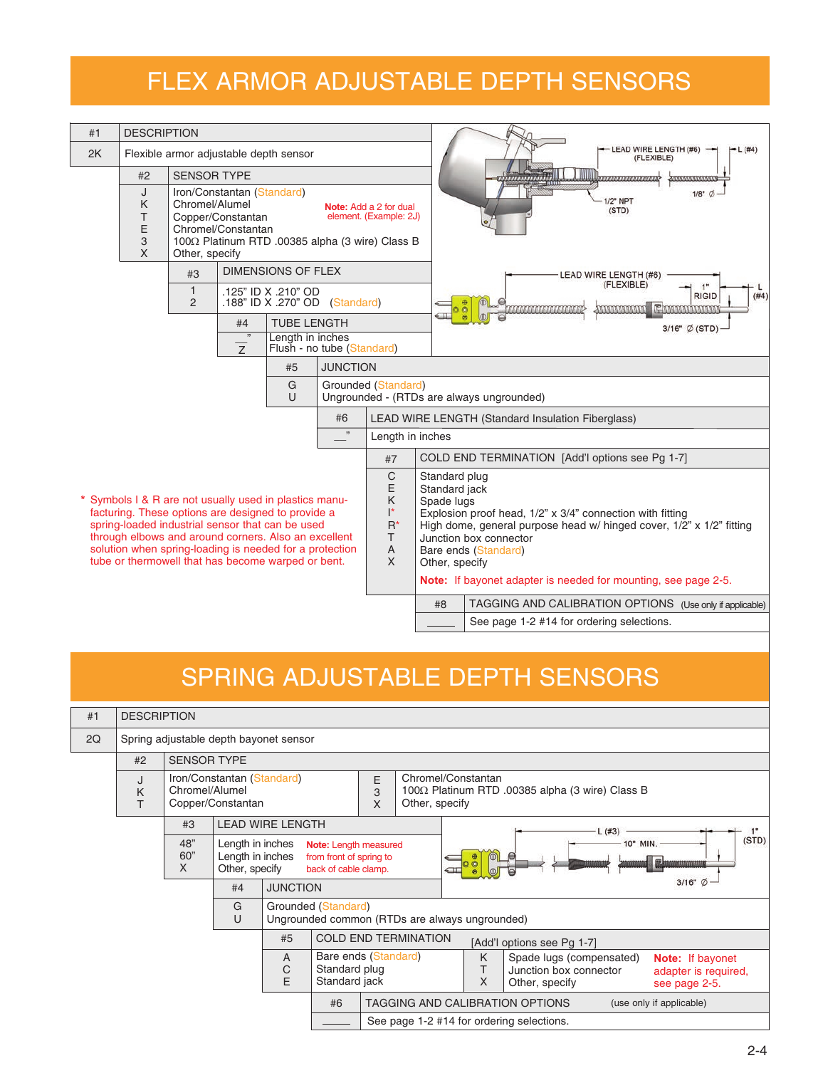# FLEX ARMOR ADJUSTABLE DEPTH SENSORS

| #1 | DESCRIPTION |
|---|---|
| 2K | Flexible armor adjustable depth sensor |

| #2 | SENSOR TYPE |
|---|---|
| J | Iron/Constantan (Standard) |
| K | Chromel/Alumel |
| T | Copper/Constantan |
| E | Chromel/Constantan |
| 3 | 100Ω Platinum RTD .00385 alpha (3 wire) Class B |
| X | Other, specify |

**Note:** Add a 2 for dual element. (Example: 2J)

| #3 | DIMENSIONS OF FLEX |
|---|---|
| 1 | .125" ID X .210" OD |
| 2 | .188" ID X .270" OD (Standard) |

| #4 | TUBE LENGTH |
|---|---|
| __" | Length in inches |
| Z | Flush - no tube (Standard) |

| #5 | JUNCTION |
|---|---|
| G | Grounded (Standard) |
| U | Ungrounded - (RTDs are always ungrounded) |

| #6 | LEAD WIRE LENGTH (Standard Insulation Fiberglass) |
|---|---|
| __" | Length in inches |

| #7 | COLD END TERMINATION [Add'l options see Pg 1-7] |
|---|---|
| C | Standard plug |
| E | Standard jack |
| K | Spade lugs |
| I* | Explosion proof head, 1/2" x 3/4" connection with fitting |
| R* | High dome, general purpose head w/ hinged cover, 1/2" x 1/2" fitting |
| T | Junction box connector |
| A | Bare ends (Standard) |
| X | Other, specify |

**Note:** If bayonet adapter is needed for mounting, see page 2-5.

| #8 | TAGGING AND CALIBRATION OPTIONS (Use only if applicable) |
|---|---|
| _____ | See page 1-2 #14 for ordering selections. |

\* Symbols I & R are not usually used in plastics manufacturing. These options are designed to provide a spring-loaded industrial sensor that can be used through elbows and around corners. Also an excellent solution when spring-loading is needed for a protection tube or thermowell that has become warped or bent.

LEAD WIRE LENGTH (#6) (FLEXIBLE) — L (#4) — 1/2" NPT (STD) — 1/8" Ø

LEAD WIRE LENGTH (#6) (FLEXIBLE) — 1" RIGID — L (#4) — 3/16" Ø (STD)

# SPRING ADJUSTABLE DEPTH SENSORS

| #1 | DESCRIPTION |
|---|---|
| 2Q | Spring adjustable depth bayonet sensor |

| #2 | SENSOR TYPE | | |
|---|---|---|---|
| J | Iron/Constantan (Standard) | E | Chromel/Constantan |
| K | Chromel/Alumel | 3 | 100Ω Platinum RTD .00385 alpha (3 wire) Class B |
| T | Copper/Constantan | X | Other, specify |

| #3 | LEAD WIRE LENGTH |
|---|---|
| 48" | Length in inches |
| 60" | Length in inches |
| X | Other, specify |

**Note:** Length measured from front of spring to back of cable clamp.

L (#3) — 10" MIN. — 1" (STD) — 3/16" Ø

| #4 | JUNCTION |
|---|---|
| G | Grounded (Standard) |
| U | Ungrounded common (RTDs are always ungrounded) |

| #5 | COLD END TERMINATION [Add'l options see Pg 1-7] | | |
|---|---|---|---|
| A | Bare ends (Standard) | K | Spade lugs (compensated) |
| C | Standard plug | T | Junction box connector |
| E | Standard jack | X | Other, specify |

**Note:** If bayonet adapter is required, see page 2-5.

| #6 | TAGGING AND CALIBRATION OPTIONS (use only if applicable) |
|---|---|
| _____ | See page 1-2 #14 for ordering selections. |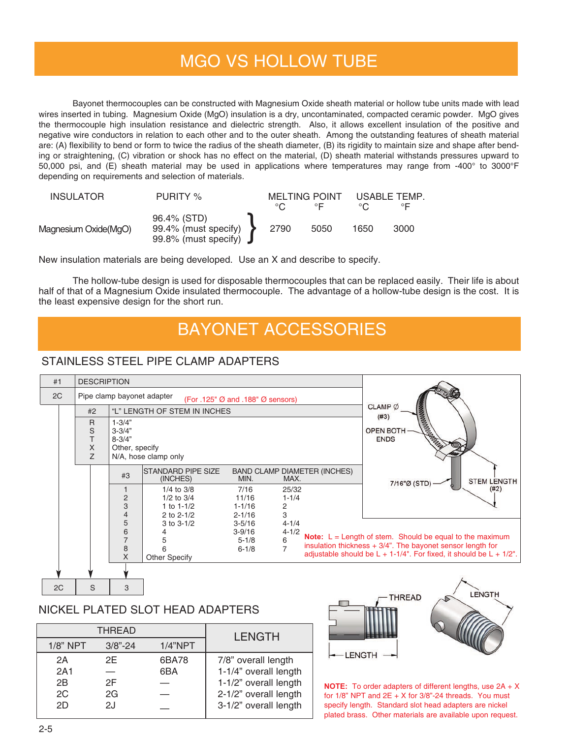# MGO VS HOLLOW TUBE

Bayonet thermocouples can be constructed with Magnesium Oxide sheath material or hollow tube units made with lead wires inserted in tubing. Magnesium Oxide (MgO) insulation is a dry, uncontaminated, compacted ceramic powder. MgO gives the thermocouple high insulation resistance and dielectric strength. Also, it allows excellent insulation of the positive and negative wire conductors in relation to each other and to the outer sheath. Among the outstanding features of sheath material are: (A) flexibility to bend or form to twice the radius of the sheath diameter, (B) its rigidity to maintain size and shape after bending or straightening, (C) vibration or shock has no effect on the material, (D) sheath material withstands pressures upward to 50,000 psi, and (E) sheath material may be used in applications where temperatures may range from -400° to 3000°F depending on requirements and selection of materials.

| INSULATOR | PURITY % | MELTING POINT °C | MELTING POINT °F | USABLE TEMP. °C | USABLE TEMP. °F |
|---|---|---|---|---|---|
| Magnesium Oxide(MgO) | 96.4% (STD)<br>99.4% (must specify)<br>99.8% (must specify) | 2790 | 5050 | 1650 | 3000 |

New insulation materials are being developed. Use an X and describe to specify.

The hollow-tube design is used for disposable thermocouples that can be replaced easily. Their life is about half of that of a Magnesium Oxide insulated thermocouple. The advantage of a hollow-tube design is the cost. It is the least expensive design for the short run.

# BAYONET ACCESSORIES

## STAINLESS STEEL PIPE CLAMP ADAPTERS

| #1 | DESCRIPTION |
|---|---|
| 2C | Pipe clamp bayonet adapter (For .125" Ø and .188" Ø sensors) |

| #2 | "L" LENGTH OF STEM IN INCHES |
|---|---|
| R | 1-3/4" |
| S | 3-3/4" |
| T | 8-3/4" |
| X | Other, specify |
| Z | N/A, hose clamp only |

| #3 | STANDARD PIPE SIZE (INCHES) | BAND CLAMP DIAMETER (INCHES) MIN. | MAX. |
|---|---|---|---|
| 1 | 1/4 to 3/8 | 7/16 | 25/32 |
| 2 | 1/2 to 3/4 | 11/16 | 1-1/4 |
| 3 | 1 to 1-1/2 | 1-1/16 | 2 |
| 4 | 2 to 2-1/2 | 2-1/16 | 3 |
| 5 | 3 to 3-1/2 | 3-5/16 | 4-1/4 |
| 6 | 4 | 3-9/16 | 4-1/2 |
| 7 | 5 | 5-1/8 | 6 |
| 8 | 6 | 6-1/8 | 7 |
| X | Other Specify | | |

Example: 2C S 3

CLAMP Ø (#3)
OPEN BOTH ENDS
7/16"Ø (STD)
STEM LENGTH (#2)

**Note:** L = Length of stem. Should be equal to the maximum insulation thickness + 3/4". The bayonet sensor length for adjustable should be L + 1-1/4". For fixed, it should be L + 1/2".

## NICKEL PLATED SLOT HEAD ADAPTERS

| THREAD 1/8" NPT | THREAD 3/8"-24 | THREAD 1/4"NPT | LENGTH |
|---|---|---|---|
| 2A | 2E | 6BA78 | 7/8" overall length |
| 2A1 | — | 6BA | 1-1/4" overall length |
| 2B | 2F | — | 1-1/2" overall length |
| 2C | 2G | — | 2-1/2" overall length |
| 2D | 2J | — | 3-1/2" overall length |

THREAD
LENGTH

**NOTE:** To order adapters of different lengths, use 2A + X for 1/8" NPT and 2E + X for 3/8"-24 threads. You must specify length. Standard slot head adapters are nickel plated brass. Other materials are available upon request.